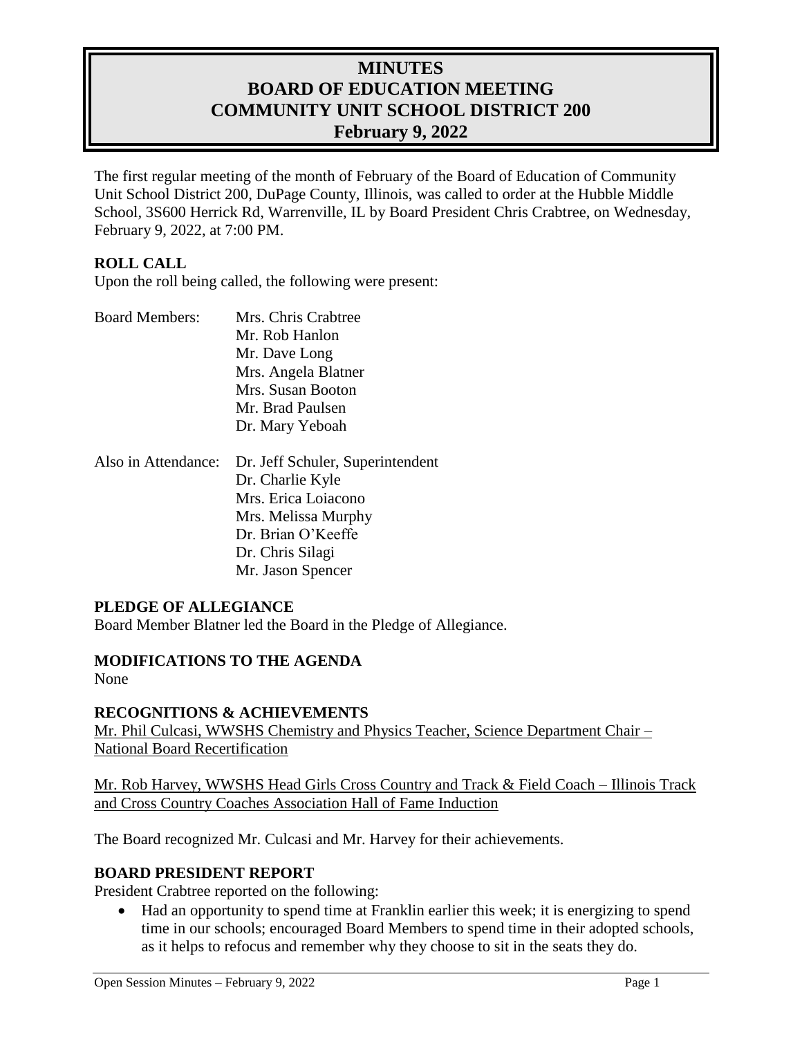# MINUTES
# BOARD OF EDUCATION MEETING
# COMMUNITY UNIT SCHOOL DISTRICT 200
# February 9, 2022

The first regular meeting of the month of February of the Board of Education of Community Unit School District 200, DuPage County, Illinois, was called to order at the Hubble Middle School, 3S600 Herrick Rd, Warrenville, IL by Board President Chris Crabtree, on Wednesday, February 9, 2022, at 7:00 PM.

## ROLL CALL

Upon the roll being called, the following were present:

| | |
|---|---|
| Board Members: | Mrs. Chris Crabtree |
| | Mr. Rob Hanlon |
| | Mr. Dave Long |
| | Mrs. Angela Blatner |
| | Mrs. Susan Booton |
| | Mr. Brad Paulsen |
| | Dr. Mary Yeboah |
| Also in Attendance: | Dr. Jeff Schuler, Superintendent |
| | Dr. Charlie Kyle |
| | Mrs. Erica Loiacono |
| | Mrs. Melissa Murphy |
| | Dr. Brian O'Keeffe |
| | Dr. Chris Silagi |
| | Mr. Jason Spencer |

## PLEDGE OF ALLEGIANCE

Board Member Blatner led the Board in the Pledge of Allegiance.

## MODIFICATIONS TO THE AGENDA

None

## RECOGNITIONS & ACHIEVEMENTS

Mr. Phil Culcasi, WWSHS Chemistry and Physics Teacher, Science Department Chair – National Board Recertification

Mr. Rob Harvey, WWSHS Head Girls Cross Country and Track & Field Coach – Illinois Track and Cross Country Coaches Association Hall of Fame Induction

The Board recognized Mr. Culcasi and Mr. Harvey for their achievements.

## BOARD PRESIDENT REPORT

President Crabtree reported on the following:

- Had an opportunity to spend time at Franklin earlier this week; it is energizing to spend time in our schools; encouraged Board Members to spend time in their adopted schools, as it helps to refocus and remember why they choose to sit in the seats they do.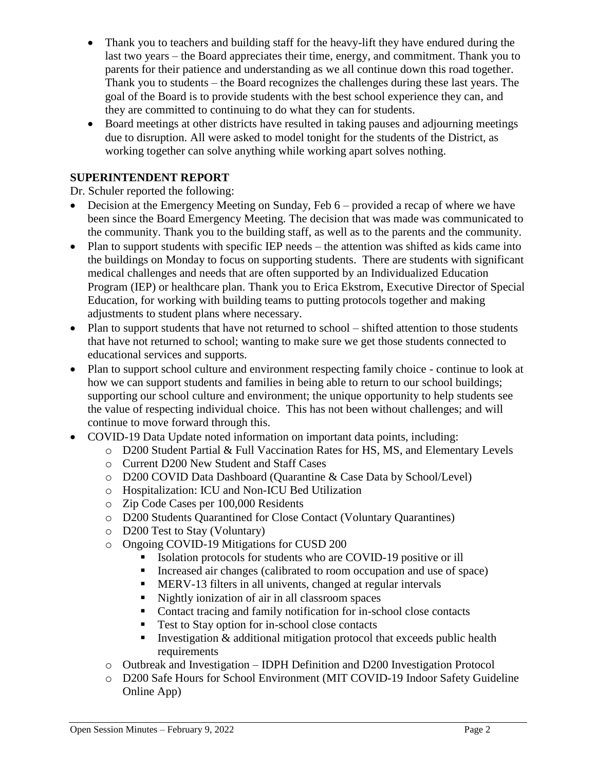- Thank you to teachers and building staff for the heavy-lift they have endured during the last two years – the Board appreciates their time, energy, and commitment. Thank you to parents for their patience and understanding as we all continue down this road together. Thank you to students – the Board recognizes the challenges during these last years. The goal of the Board is to provide students with the best school experience they can, and they are committed to continuing to do what they can for students.
- Board meetings at other districts have resulted in taking pauses and adjourning meetings due to disruption. All were asked to model tonight for the students of the District, as working together can solve anything while working apart solves nothing.

**SUPERINTENDENT REPORT**

Dr. Schuler reported the following:

- Decision at the Emergency Meeting on Sunday, Feb 6 – provided a recap of where we have been since the Board Emergency Meeting. The decision that was made was communicated to the community. Thank you to the building staff, as well as to the parents and the community.
- Plan to support students with specific IEP needs – the attention was shifted as kids came into the buildings on Monday to focus on supporting students. There are students with significant medical challenges and needs that are often supported by an Individualized Education Program (IEP) or healthcare plan. Thank you to Erica Ekstrom, Executive Director of Special Education, for working with building teams to putting protocols together and making adjustments to student plans where necessary.
- Plan to support students that have not returned to school – shifted attention to those students that have not returned to school; wanting to make sure we get those students connected to educational services and supports.
- Plan to support school culture and environment respecting family choice - continue to look at how we can support students and families in being able to return to our school buildings; supporting our school culture and environment; the unique opportunity to help students see the value of respecting individual choice. This has not been without challenges; and will continue to move forward through this.
- COVID-19 Data Update noted information on important data points, including:
  - D200 Student Partial & Full Vaccination Rates for HS, MS, and Elementary Levels
  - Current D200 New Student and Staff Cases
  - D200 COVID Data Dashboard (Quarantine & Case Data by School/Level)
  - Hospitalization: ICU and Non-ICU Bed Utilization
  - Zip Code Cases per 100,000 Residents
  - D200 Students Quarantined for Close Contact (Voluntary Quarantines)
  - D200 Test to Stay (Voluntary)
  - Ongoing COVID-19 Mitigations for CUSD 200
    - Isolation protocols for students who are COVID-19 positive or ill
    - Increased air changes (calibrated to room occupation and use of space)
    - MERV-13 filters in all univents, changed at regular intervals
    - Nightly ionization of air in all classroom spaces
    - Contact tracing and family notification for in-school close contacts
    - Test to Stay option for in-school close contacts
    - Investigation & additional mitigation protocol that exceeds public health requirements
  - Outbreak and Investigation – IDPH Definition and D200 Investigation Protocol
  - D200 Safe Hours for School Environment (MIT COVID-19 Indoor Safety Guideline Online App)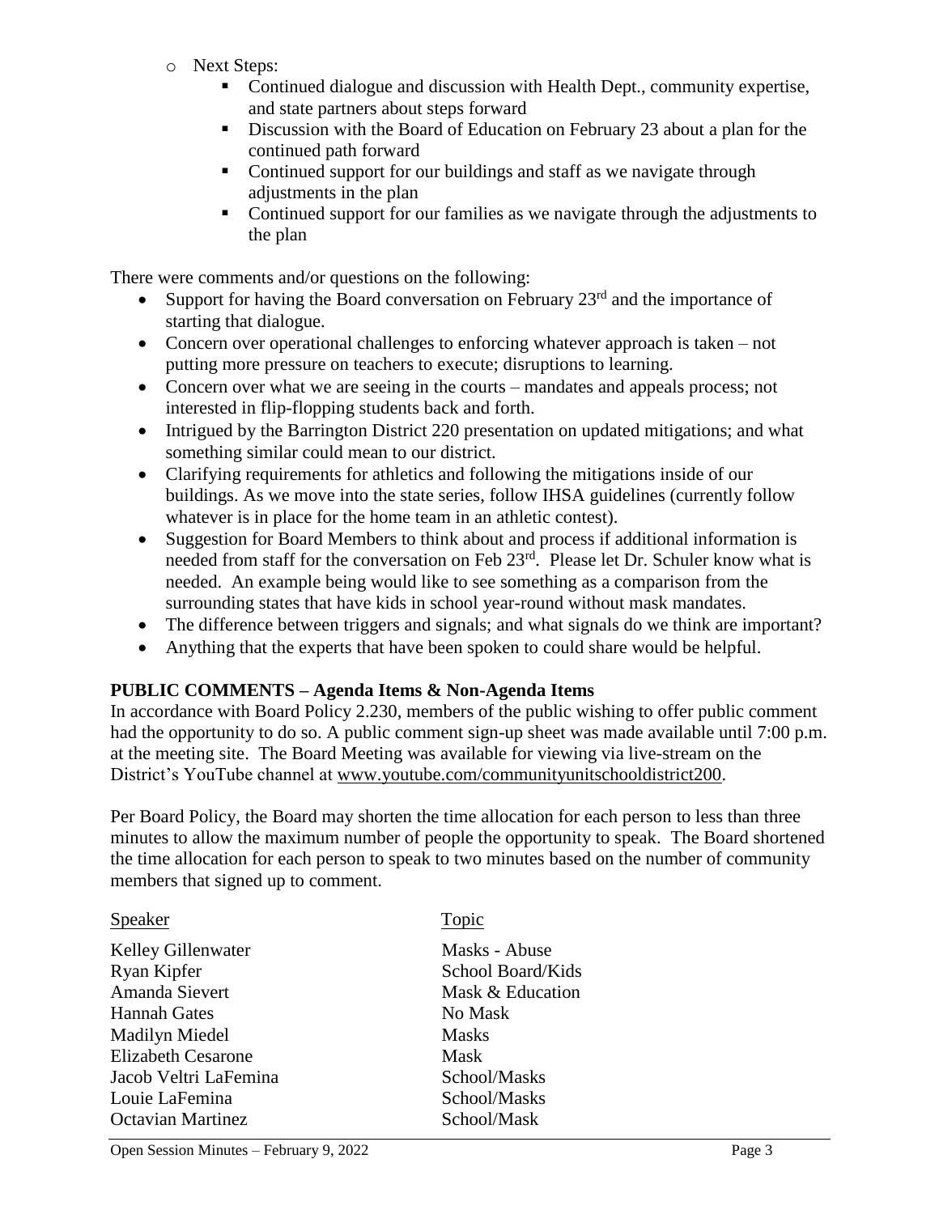- Next Steps:
  - Continued dialogue and discussion with Health Dept., community expertise, and state partners about steps forward
  - Discussion with the Board of Education on February 23 about a plan for the continued path forward
  - Continued support for our buildings and staff as we navigate through adjustments in the plan
  - Continued support for our families as we navigate through the adjustments to the plan

There were comments and/or questions on the following:

- Support for having the Board conversation on February 23rd and the importance of starting that dialogue.
- Concern over operational challenges to enforcing whatever approach is taken – not putting more pressure on teachers to execute; disruptions to learning.
- Concern over what we are seeing in the courts – mandates and appeals process; not interested in flip-flopping students back and forth.
- Intrigued by the Barrington District 220 presentation on updated mitigations; and what something similar could mean to our district.
- Clarifying requirements for athletics and following the mitigations inside of our buildings. As we move into the state series, follow IHSA guidelines (currently follow whatever is in place for the home team in an athletic contest).
- Suggestion for Board Members to think about and process if additional information is needed from staff for the conversation on Feb 23rd. Please let Dr. Schuler know what is needed. An example being would like to see something as a comparison from the surrounding states that have kids in school year-round without mask mandates.
- The difference between triggers and signals; and what signals do we think are important?
- Anything that the experts that have been spoken to could share would be helpful.

**PUBLIC COMMENTS – Agenda Items & Non-Agenda Items**

In accordance with Board Policy 2.230, members of the public wishing to offer public comment had the opportunity to do so. A public comment sign-up sheet was made available until 7:00 p.m. at the meeting site. The Board Meeting was available for viewing via live-stream on the District's YouTube channel at www.youtube.com/communityunitschooldistrict200.

Per Board Policy, the Board may shorten the time allocation for each person to less than three minutes to allow the maximum number of people the opportunity to speak. The Board shortened the time allocation for each person to speak to two minutes based on the number of community members that signed up to comment.

| Speaker | Topic |
|---|---|
| Kelley Gillenwater | Masks - Abuse |
| Ryan Kipfer | School Board/Kids |
| Amanda Sievert | Mask & Education |
| Hannah Gates | No Mask |
| Madilyn Miedel | Masks |
| Elizabeth Cesarone | Mask |
| Jacob Veltri LaFemina | School/Masks |
| Louie LaFemina | School/Masks |
| Octavian Martinez | School/Mask |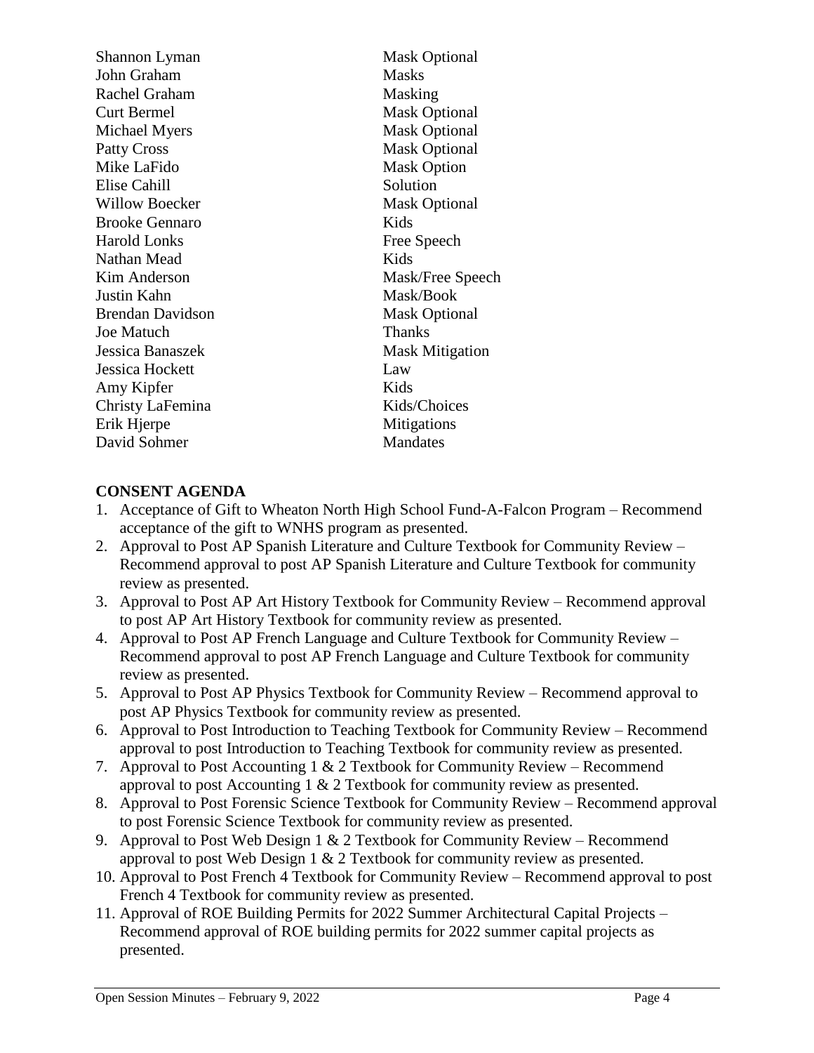| | |
|---|---|
| Shannon Lyman | Mask Optional |
| John Graham | Masks |
| Rachel Graham | Masking |
| Curt Bermel | Mask Optional |
| Michael Myers | Mask Optional |
| Patty Cross | Mask Optional |
| Mike LaFido | Mask Option |
| Elise Cahill | Solution |
| Willow Boecker | Mask Optional |
| Brooke Gennaro | Kids |
| Harold Lonks | Free Speech |
| Nathan Mead | Kids |
| Kim Anderson | Mask/Free Speech |
| Justin Kahn | Mask/Book |
| Brendan Davidson | Mask Optional |
| Joe Matuch | Thanks |
| Jessica Banaszek | Mask Mitigation |
| Jessica Hockett | Law |
| Amy Kipfer | Kids |
| Christy LaFemina | Kids/Choices |
| Erik Hjerpe | Mitigations |
| David Sohmer | Mandates |

**CONSENT AGENDA**

1. Acceptance of Gift to Wheaton North High School Fund-A-Falcon Program – Recommend acceptance of the gift to WNHS program as presented.
2. Approval to Post AP Spanish Literature and Culture Textbook for Community Review – Recommend approval to post AP Spanish Literature and Culture Textbook for community review as presented.
3. Approval to Post AP Art History Textbook for Community Review – Recommend approval to post AP Art History Textbook for community review as presented.
4. Approval to Post AP French Language and Culture Textbook for Community Review – Recommend approval to post AP French Language and Culture Textbook for community review as presented.
5. Approval to Post AP Physics Textbook for Community Review – Recommend approval to post AP Physics Textbook for community review as presented.
6. Approval to Post Introduction to Teaching Textbook for Community Review – Recommend approval to post Introduction to Teaching Textbook for community review as presented.
7. Approval to Post Accounting 1 & 2 Textbook for Community Review – Recommend approval to post Accounting 1 & 2 Textbook for community review as presented.
8. Approval to Post Forensic Science Textbook for Community Review – Recommend approval to post Forensic Science Textbook for community review as presented.
9. Approval to Post Web Design 1 & 2 Textbook for Community Review – Recommend approval to post Web Design 1 & 2 Textbook for community review as presented.
10. Approval to Post French 4 Textbook for Community Review – Recommend approval to post French 4 Textbook for community review as presented.
11. Approval of ROE Building Permits for 2022 Summer Architectural Capital Projects – Recommend approval of ROE building permits for 2022 summer capital projects as presented.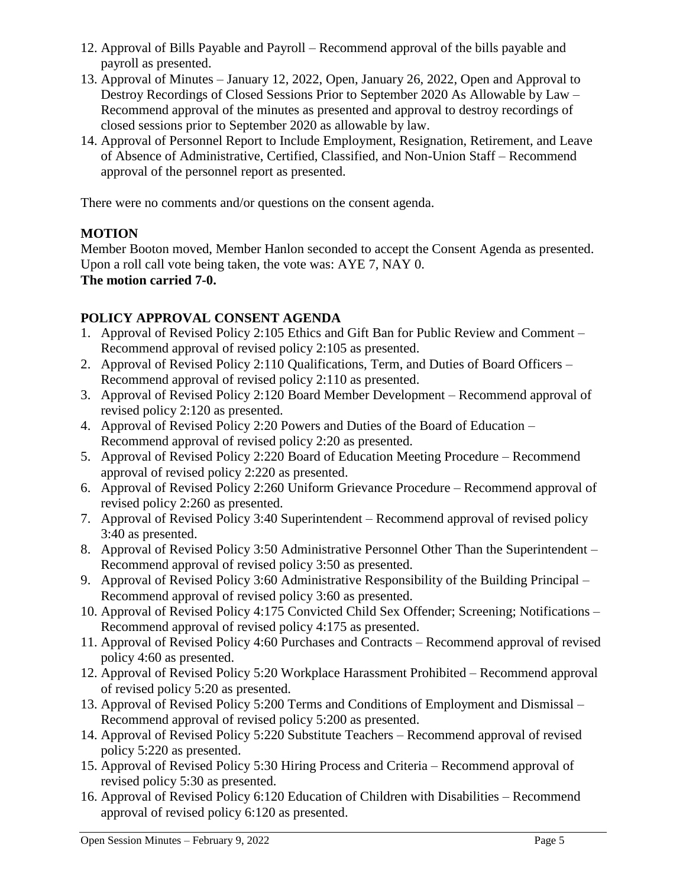12. Approval of Bills Payable and Payroll – Recommend approval of the bills payable and payroll as presented.
13. Approval of Minutes – January 12, 2022, Open, January 26, 2022, Open and Approval to Destroy Recordings of Closed Sessions Prior to September 2020 As Allowable by Law – Recommend approval of the minutes as presented and approval to destroy recordings of closed sessions prior to September 2020 as allowable by law.
14. Approval of Personnel Report to Include Employment, Resignation, Retirement, and Leave of Absence of Administrative, Certified, Classified, and Non-Union Staff – Recommend approval of the personnel report as presented.

There were no comments and/or questions on the consent agenda.

**MOTION**

Member Booton moved, Member Hanlon seconded to accept the Consent Agenda as presented. Upon a roll call vote being taken, the vote was: AYE 7, NAY 0.

**The motion carried 7-0.**

**POLICY APPROVAL CONSENT AGENDA**

1. Approval of Revised Policy 2:105 Ethics and Gift Ban for Public Review and Comment – Recommend approval of revised policy 2:105 as presented.
2. Approval of Revised Policy 2:110 Qualifications, Term, and Duties of Board Officers – Recommend approval of revised policy 2:110 as presented.
3. Approval of Revised Policy 2:120 Board Member Development – Recommend approval of revised policy 2:120 as presented.
4. Approval of Revised Policy 2:20 Powers and Duties of the Board of Education – Recommend approval of revised policy 2:20 as presented.
5. Approval of Revised Policy 2:220 Board of Education Meeting Procedure – Recommend approval of revised policy 2:220 as presented.
6. Approval of Revised Policy 2:260 Uniform Grievance Procedure – Recommend approval of revised policy 2:260 as presented.
7. Approval of Revised Policy 3:40 Superintendent – Recommend approval of revised policy 3:40 as presented.
8. Approval of Revised Policy 3:50 Administrative Personnel Other Than the Superintendent – Recommend approval of revised policy 3:50 as presented.
9. Approval of Revised Policy 3:60 Administrative Responsibility of the Building Principal – Recommend approval of revised policy 3:60 as presented.
10. Approval of Revised Policy 4:175 Convicted Child Sex Offender; Screening; Notifications – Recommend approval of revised policy 4:175 as presented.
11. Approval of Revised Policy 4:60 Purchases and Contracts – Recommend approval of revised policy 4:60 as presented.
12. Approval of Revised Policy 5:20 Workplace Harassment Prohibited – Recommend approval of revised policy 5:20 as presented.
13. Approval of Revised Policy 5:200 Terms and Conditions of Employment and Dismissal – Recommend approval of revised policy 5:200 as presented.
14. Approval of Revised Policy 5:220 Substitute Teachers – Recommend approval of revised policy 5:220 as presented.
15. Approval of Revised Policy 5:30 Hiring Process and Criteria – Recommend approval of revised policy 5:30 as presented.
16. Approval of Revised Policy 6:120 Education of Children with Disabilities – Recommend approval of revised policy 6:120 as presented.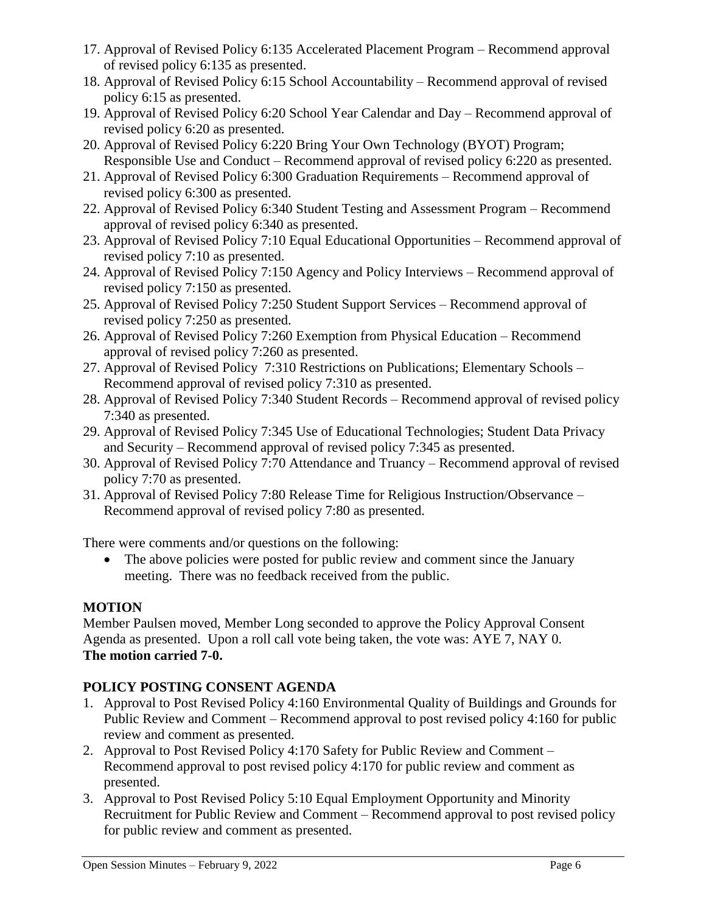17. Approval of Revised Policy 6:135 Accelerated Placement Program – Recommend approval of revised policy 6:135 as presented.
18. Approval of Revised Policy 6:15 School Accountability – Recommend approval of revised policy 6:15 as presented.
19. Approval of Revised Policy 6:20 School Year Calendar and Day – Recommend approval of revised policy 6:20 as presented.
20. Approval of Revised Policy 6:220 Bring Your Own Technology (BYOT) Program; Responsible Use and Conduct – Recommend approval of revised policy 6:220 as presented.
21. Approval of Revised Policy 6:300 Graduation Requirements – Recommend approval of revised policy 6:300 as presented.
22. Approval of Revised Policy 6:340 Student Testing and Assessment Program – Recommend approval of revised policy 6:340 as presented.
23. Approval of Revised Policy 7:10 Equal Educational Opportunities – Recommend approval of revised policy 7:10 as presented.
24. Approval of Revised Policy 7:150 Agency and Policy Interviews – Recommend approval of revised policy 7:150 as presented.
25. Approval of Revised Policy 7:250 Student Support Services – Recommend approval of revised policy 7:250 as presented.
26. Approval of Revised Policy 7:260 Exemption from Physical Education – Recommend approval of revised policy 7:260 as presented.
27. Approval of Revised Policy 7:310 Restrictions on Publications; Elementary Schools – Recommend approval of revised policy 7:310 as presented.
28. Approval of Revised Policy 7:340 Student Records – Recommend approval of revised policy 7:340 as presented.
29. Approval of Revised Policy 7:345 Use of Educational Technologies; Student Data Privacy and Security – Recommend approval of revised policy 7:345 as presented.
30. Approval of Revised Policy 7:70 Attendance and Truancy – Recommend approval of revised policy 7:70 as presented.
31. Approval of Revised Policy 7:80 Release Time for Religious Instruction/Observance – Recommend approval of revised policy 7:80 as presented.

There were comments and/or questions on the following:

- The above policies were posted for public review and comment since the January meeting. There was no feedback received from the public.

**MOTION**

Member Paulsen moved, Member Long seconded to approve the Policy Approval Consent Agenda as presented. Upon a roll call vote being taken, the vote was: AYE 7, NAY 0.
**The motion carried 7-0.**

**POLICY POSTING CONSENT AGENDA**

1. Approval to Post Revised Policy 4:160 Environmental Quality of Buildings and Grounds for Public Review and Comment – Recommend approval to post revised policy 4:160 for public review and comment as presented.
2. Approval to Post Revised Policy 4:170 Safety for Public Review and Comment – Recommend approval to post revised policy 4:170 for public review and comment as presented.
3. Approval to Post Revised Policy 5:10 Equal Employment Opportunity and Minority Recruitment for Public Review and Comment – Recommend approval to post revised policy for public review and comment as presented.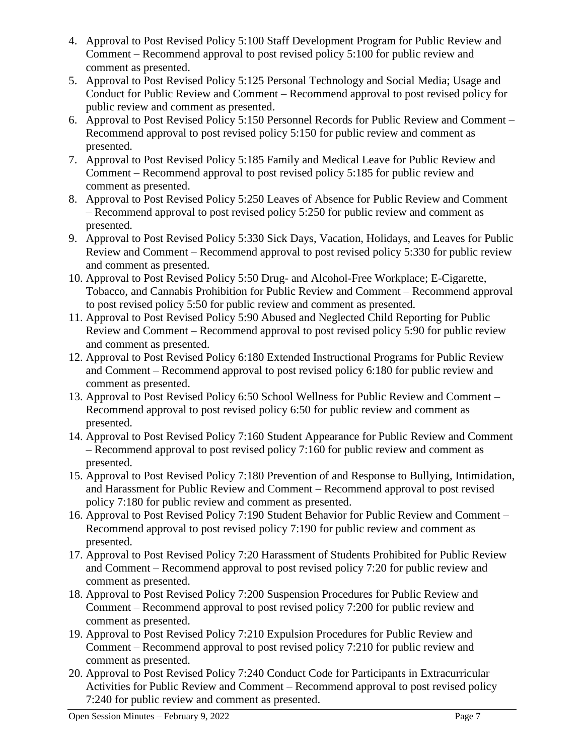4. Approval to Post Revised Policy 5:100 Staff Development Program for Public Review and Comment – Recommend approval to post revised policy 5:100 for public review and comment as presented.
5. Approval to Post Revised Policy 5:125 Personal Technology and Social Media; Usage and Conduct for Public Review and Comment – Recommend approval to post revised policy for public review and comment as presented.
6. Approval to Post Revised Policy 5:150 Personnel Records for Public Review and Comment – Recommend approval to post revised policy 5:150 for public review and comment as presented.
7. Approval to Post Revised Policy 5:185 Family and Medical Leave for Public Review and Comment – Recommend approval to post revised policy 5:185 for public review and comment as presented.
8. Approval to Post Revised Policy 5:250 Leaves of Absence for Public Review and Comment – Recommend approval to post revised policy 5:250 for public review and comment as presented.
9. Approval to Post Revised Policy 5:330 Sick Days, Vacation, Holidays, and Leaves for Public Review and Comment – Recommend approval to post revised policy 5:330 for public review and comment as presented.
10. Approval to Post Revised Policy 5:50 Drug- and Alcohol-Free Workplace; E-Cigarette, Tobacco, and Cannabis Prohibition for Public Review and Comment – Recommend approval to post revised policy 5:50 for public review and comment as presented.
11. Approval to Post Revised Policy 5:90 Abused and Neglected Child Reporting for Public Review and Comment – Recommend approval to post revised policy 5:90 for public review and comment as presented.
12. Approval to Post Revised Policy 6:180 Extended Instructional Programs for Public Review and Comment – Recommend approval to post revised policy 6:180 for public review and comment as presented.
13. Approval to Post Revised Policy 6:50 School Wellness for Public Review and Comment – Recommend approval to post revised policy 6:50 for public review and comment as presented.
14. Approval to Post Revised Policy 7:160 Student Appearance for Public Review and Comment – Recommend approval to post revised policy 7:160 for public review and comment as presented.
15. Approval to Post Revised Policy 7:180 Prevention of and Response to Bullying, Intimidation, and Harassment for Public Review and Comment – Recommend approval to post revised policy 7:180 for public review and comment as presented.
16. Approval to Post Revised Policy 7:190 Student Behavior for Public Review and Comment – Recommend approval to post revised policy 7:190 for public review and comment as presented.
17. Approval to Post Revised Policy 7:20 Harassment of Students Prohibited for Public Review and Comment – Recommend approval to post revised policy 7:20 for public review and comment as presented.
18. Approval to Post Revised Policy 7:200 Suspension Procedures for Public Review and Comment – Recommend approval to post revised policy 7:200 for public review and comment as presented.
19. Approval to Post Revised Policy 7:210 Expulsion Procedures for Public Review and Comment – Recommend approval to post revised policy 7:210 for public review and comment as presented.
20. Approval to Post Revised Policy 7:240 Conduct Code for Participants in Extracurricular Activities for Public Review and Comment – Recommend approval to post revised policy 7:240 for public review and comment as presented.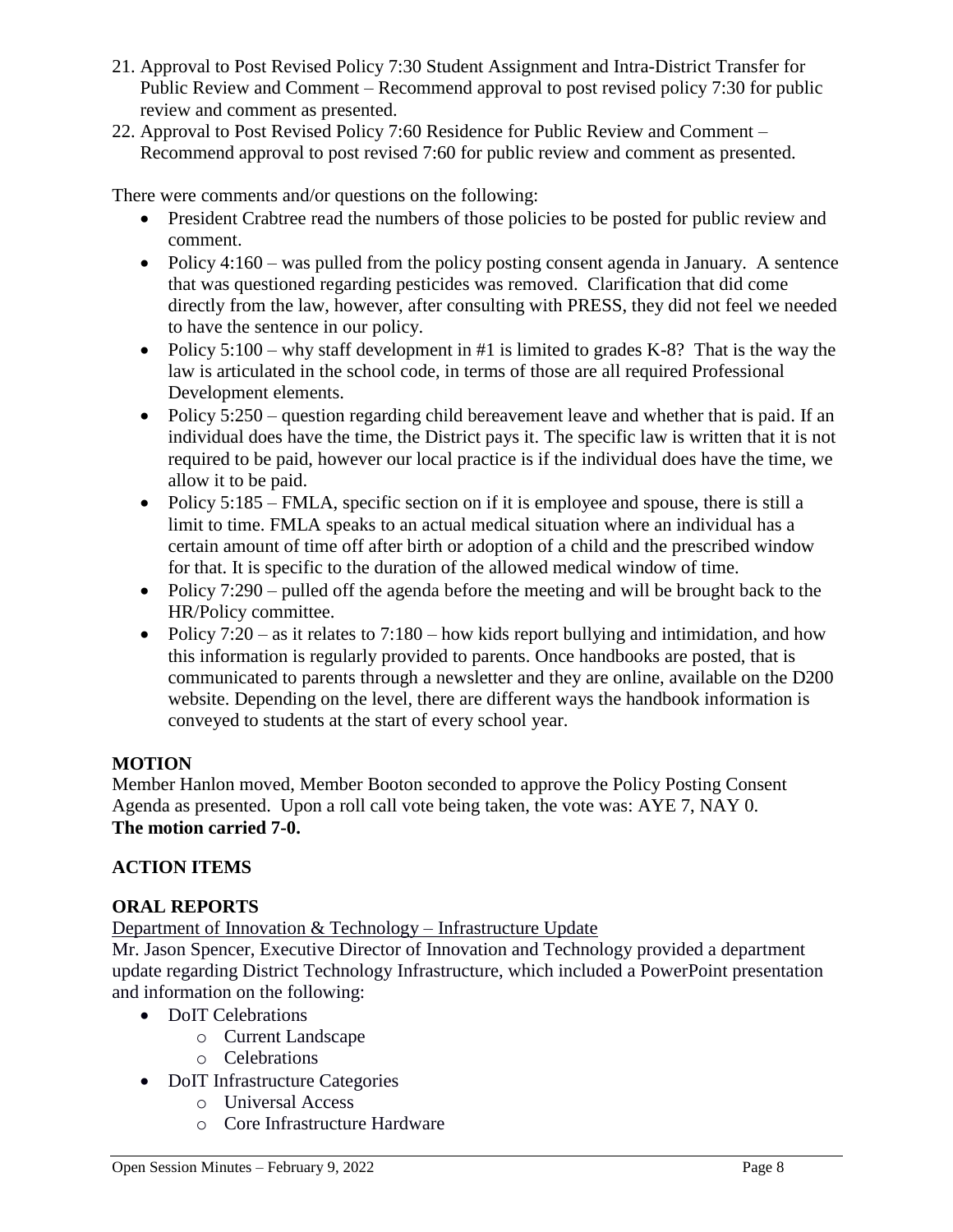21. Approval to Post Revised Policy 7:30 Student Assignment and Intra-District Transfer for Public Review and Comment – Recommend approval to post revised policy 7:30 for public review and comment as presented.
22. Approval to Post Revised Policy 7:60 Residence for Public Review and Comment – Recommend approval to post revised 7:60 for public review and comment as presented.

There were comments and/or questions on the following:

- President Crabtree read the numbers of those policies to be posted for public review and comment.
- Policy 4:160 – was pulled from the policy posting consent agenda in January. A sentence that was questioned regarding pesticides was removed. Clarification that did come directly from the law, however, after consulting with PRESS, they did not feel we needed to have the sentence in our policy.
- Policy 5:100 – why staff development in #1 is limited to grades K-8? That is the way the law is articulated in the school code, in terms of those are all required Professional Development elements.
- Policy 5:250 – question regarding child bereavement leave and whether that is paid. If an individual does have the time, the District pays it. The specific law is written that it is not required to be paid, however our local practice is if the individual does have the time, we allow it to be paid.
- Policy 5:185 – FMLA, specific section on if it is employee and spouse, there is still a limit to time. FMLA speaks to an actual medical situation where an individual has a certain amount of time off after birth or adoption of a child and the prescribed window for that. It is specific to the duration of the allowed medical window of time.
- Policy 7:290 – pulled off the agenda before the meeting and will be brought back to the HR/Policy committee.
- Policy 7:20 – as it relates to 7:180 – how kids report bullying and intimidation, and how this information is regularly provided to parents. Once handbooks are posted, that is communicated to parents through a newsletter and they are online, available on the D200 website. Depending on the level, there are different ways the handbook information is conveyed to students at the start of every school year.

**MOTION**

Member Hanlon moved, Member Booton seconded to approve the Policy Posting Consent Agenda as presented. Upon a roll call vote being taken, the vote was: AYE 7, NAY 0.
**The motion carried 7-0.**

**ACTION ITEMS**

**ORAL REPORTS**

Department of Innovation & Technology – Infrastructure Update

Mr. Jason Spencer, Executive Director of Innovation and Technology provided a department update regarding District Technology Infrastructure, which included a PowerPoint presentation and information on the following:

- DoIT Celebrations
  - Current Landscape
  - Celebrations
- DoIT Infrastructure Categories
  - Universal Access
  - Core Infrastructure Hardware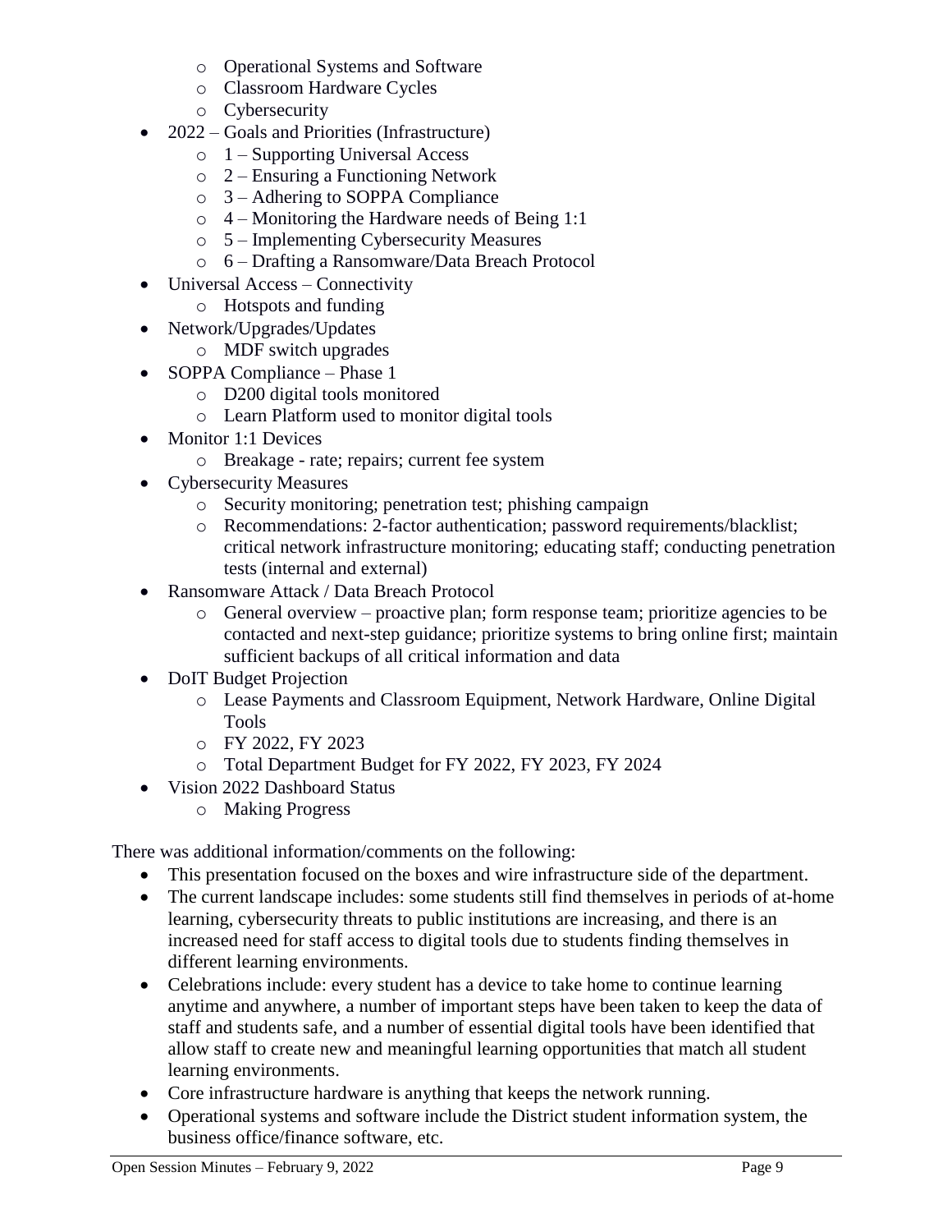- Operational Systems and Software
  - Classroom Hardware Cycles
  - Cybersecurity
- 2022 – Goals and Priorities (Infrastructure)
  - 1 – Supporting Universal Access
  - 2 – Ensuring a Functioning Network
  - 3 – Adhering to SOPPA Compliance
  - 4 – Monitoring the Hardware needs of Being 1:1
  - 5 – Implementing Cybersecurity Measures
  - 6 – Drafting a Ransomware/Data Breach Protocol
- Universal Access – Connectivity
  - Hotspots and funding
- Network/Upgrades/Updates
  - MDF switch upgrades
- SOPPA Compliance – Phase 1
  - D200 digital tools monitored
  - Learn Platform used to monitor digital tools
- Monitor 1:1 Devices
  - Breakage - rate; repairs; current fee system
- Cybersecurity Measures
  - Security monitoring; penetration test; phishing campaign
  - Recommendations: 2-factor authentication; password requirements/blacklist; critical network infrastructure monitoring; educating staff; conducting penetration tests (internal and external)
- Ransomware Attack / Data Breach Protocol
  - General overview – proactive plan; form response team; prioritize agencies to be contacted and next-step guidance; prioritize systems to bring online first; maintain sufficient backups of all critical information and data
- DoIT Budget Projection
  - Lease Payments and Classroom Equipment, Network Hardware, Online Digital Tools
  - FY 2022, FY 2023
  - Total Department Budget for FY 2022, FY 2023, FY 2024
- Vision 2022 Dashboard Status
  - Making Progress

There was additional information/comments on the following:

- This presentation focused on the boxes and wire infrastructure side of the department.
- The current landscape includes: some students still find themselves in periods of at-home learning, cybersecurity threats to public institutions are increasing, and there is an increased need for staff access to digital tools due to students finding themselves in different learning environments.
- Celebrations include: every student has a device to take home to continue learning anytime and anywhere, a number of important steps have been taken to keep the data of staff and students safe, and a number of essential digital tools have been identified that allow staff to create new and meaningful learning opportunities that match all student learning environments.
- Core infrastructure hardware is anything that keeps the network running.
- Operational systems and software include the District student information system, the business office/finance software, etc.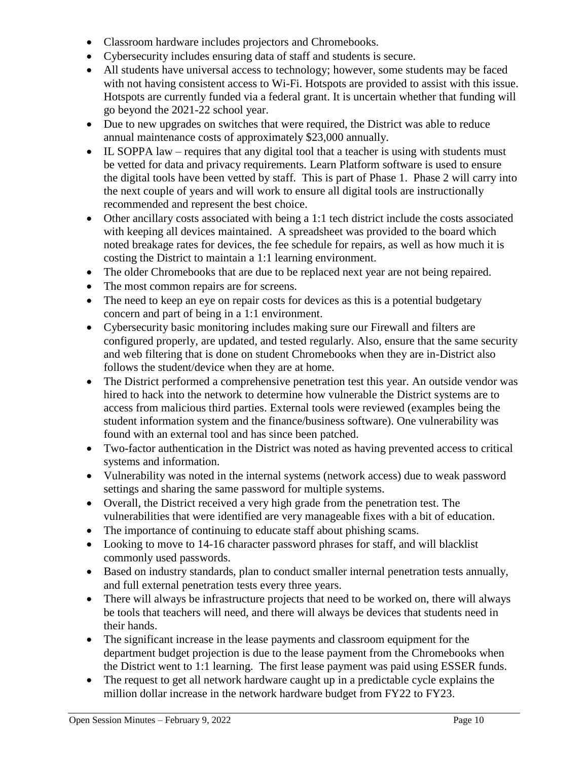- Classroom hardware includes projectors and Chromebooks.
- Cybersecurity includes ensuring data of staff and students is secure.
- All students have universal access to technology; however, some students may be faced with not having consistent access to Wi-Fi. Hotspots are provided to assist with this issue. Hotspots are currently funded via a federal grant. It is uncertain whether that funding will go beyond the 2021-22 school year.
- Due to new upgrades on switches that were required, the District was able to reduce annual maintenance costs of approximately $23,000 annually.
- IL SOPPA law – requires that any digital tool that a teacher is using with students must be vetted for data and privacy requirements. Learn Platform software is used to ensure the digital tools have been vetted by staff. This is part of Phase 1. Phase 2 will carry into the next couple of years and will work to ensure all digital tools are instructionally recommended and represent the best choice.
- Other ancillary costs associated with being a 1:1 tech district include the costs associated with keeping all devices maintained. A spreadsheet was provided to the board which noted breakage rates for devices, the fee schedule for repairs, as well as how much it is costing the District to maintain a 1:1 learning environment.
- The older Chromebooks that are due to be replaced next year are not being repaired.
- The most common repairs are for screens.
- The need to keep an eye on repair costs for devices as this is a potential budgetary concern and part of being in a 1:1 environment.
- Cybersecurity basic monitoring includes making sure our Firewall and filters are configured properly, are updated, and tested regularly. Also, ensure that the same security and web filtering that is done on student Chromebooks when they are in-District also follows the student/device when they are at home.
- The District performed a comprehensive penetration test this year. An outside vendor was hired to hack into the network to determine how vulnerable the District systems are to access from malicious third parties. External tools were reviewed (examples being the student information system and the finance/business software). One vulnerability was found with an external tool and has since been patched.
- Two-factor authentication in the District was noted as having prevented access to critical systems and information.
- Vulnerability was noted in the internal systems (network access) due to weak password settings and sharing the same password for multiple systems.
- Overall, the District received a very high grade from the penetration test. The vulnerabilities that were identified are very manageable fixes with a bit of education.
- The importance of continuing to educate staff about phishing scams.
- Looking to move to 14-16 character password phrases for staff, and will blacklist commonly used passwords.
- Based on industry standards, plan to conduct smaller internal penetration tests annually, and full external penetration tests every three years.
- There will always be infrastructure projects that need to be worked on, there will always be tools that teachers will need, and there will always be devices that students need in their hands.
- The significant increase in the lease payments and classroom equipment for the department budget projection is due to the lease payment from the Chromebooks when the District went to 1:1 learning. The first lease payment was paid using ESSER funds.
- The request to get all network hardware caught up in a predictable cycle explains the million dollar increase in the network hardware budget from FY22 to FY23.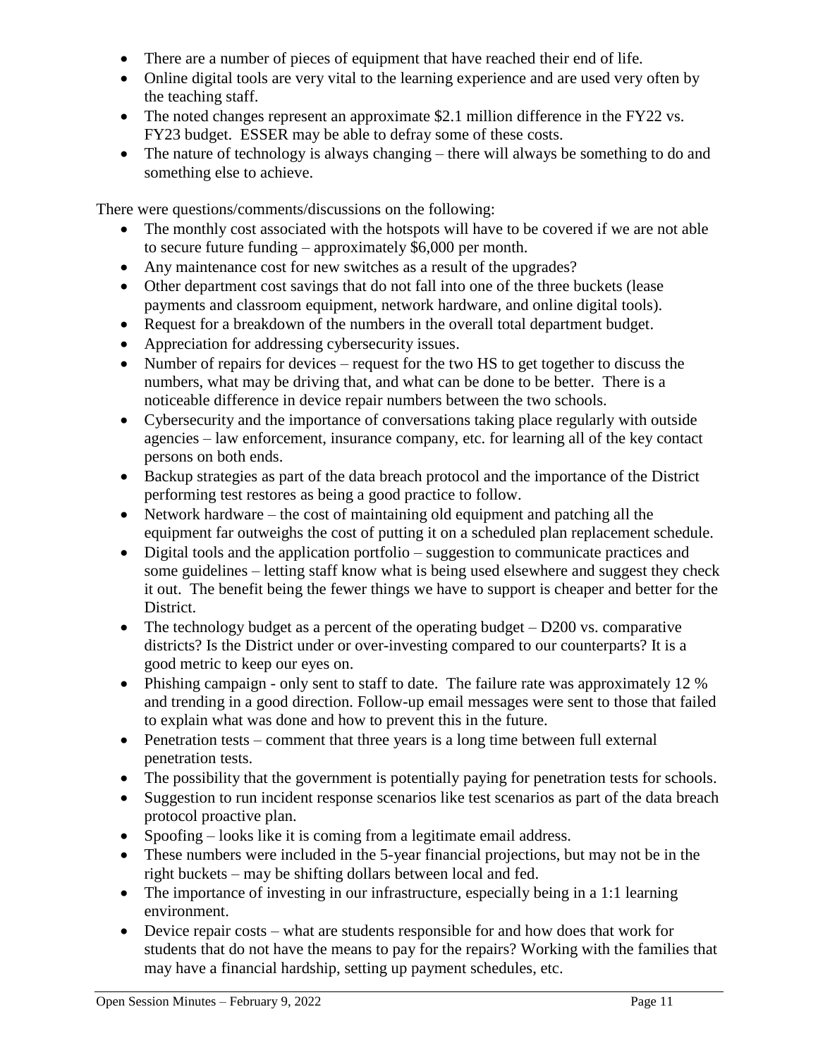- There are a number of pieces of equipment that have reached their end of life.
- Online digital tools are very vital to the learning experience and are used very often by the teaching staff.
- The noted changes represent an approximate $2.1 million difference in the FY22 vs. FY23 budget. ESSER may be able to defray some of these costs.
- The nature of technology is always changing – there will always be something to do and something else to achieve.

There were questions/comments/discussions on the following:

- The monthly cost associated with the hotspots will have to be covered if we are not able to secure future funding – approximately $6,000 per month.
- Any maintenance cost for new switches as a result of the upgrades?
- Other department cost savings that do not fall into one of the three buckets (lease payments and classroom equipment, network hardware, and online digital tools).
- Request for a breakdown of the numbers in the overall total department budget.
- Appreciation for addressing cybersecurity issues.
- Number of repairs for devices – request for the two HS to get together to discuss the numbers, what may be driving that, and what can be done to be better. There is a noticeable difference in device repair numbers between the two schools.
- Cybersecurity and the importance of conversations taking place regularly with outside agencies – law enforcement, insurance company, etc. for learning all of the key contact persons on both ends.
- Backup strategies as part of the data breach protocol and the importance of the District performing test restores as being a good practice to follow.
- Network hardware – the cost of maintaining old equipment and patching all the equipment far outweighs the cost of putting it on a scheduled plan replacement schedule.
- Digital tools and the application portfolio – suggestion to communicate practices and some guidelines – letting staff know what is being used elsewhere and suggest they check it out. The benefit being the fewer things we have to support is cheaper and better for the District.
- The technology budget as a percent of the operating budget – D200 vs. comparative districts? Is the District under or over-investing compared to our counterparts? It is a good metric to keep our eyes on.
- Phishing campaign - only sent to staff to date. The failure rate was approximately 12 % and trending in a good direction. Follow-up email messages were sent to those that failed to explain what was done and how to prevent this in the future.
- Penetration tests – comment that three years is a long time between full external penetration tests.
- The possibility that the government is potentially paying for penetration tests for schools.
- Suggestion to run incident response scenarios like test scenarios as part of the data breach protocol proactive plan.
- Spoofing – looks like it is coming from a legitimate email address.
- These numbers were included in the 5-year financial projections, but may not be in the right buckets – may be shifting dollars between local and fed.
- The importance of investing in our infrastructure, especially being in a 1:1 learning environment.
- Device repair costs – what are students responsible for and how does that work for students that do not have the means to pay for the repairs? Working with the families that may have a financial hardship, setting up payment schedules, etc.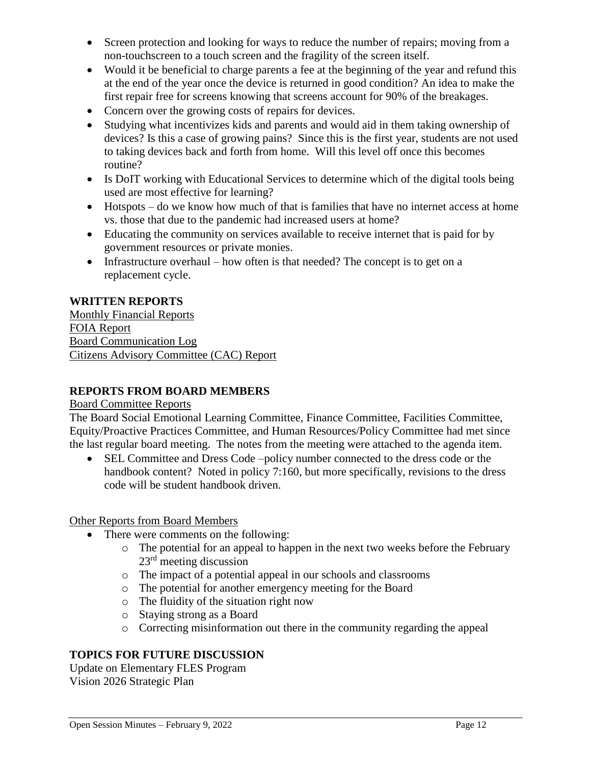- Screen protection and looking for ways to reduce the number of repairs; moving from a non-touchscreen to a touch screen and the fragility of the screen itself.
- Would it be beneficial to charge parents a fee at the beginning of the year and refund this at the end of the year once the device is returned in good condition? An idea to make the first repair free for screens knowing that screens account for 90% of the breakages.
- Concern over the growing costs of repairs for devices.
- Studying what incentivizes kids and parents and would aid in them taking ownership of devices? Is this a case of growing pains? Since this is the first year, students are not used to taking devices back and forth from home. Will this level off once this becomes routine?
- Is DoIT working with Educational Services to determine which of the digital tools being used are most effective for learning?
- Hotspots – do we know how much of that is families that have no internet access at home vs. those that due to the pandemic had increased users at home?
- Educating the community on services available to receive internet that is paid for by government resources or private monies.
- Infrastructure overhaul – how often is that needed? The concept is to get on a replacement cycle.

## WRITTEN REPORTS

Monthly Financial Reports
FOIA Report
Board Communication Log
Citizens Advisory Committee (CAC) Report

## REPORTS FROM BOARD MEMBERS

Board Committee Reports

The Board Social Emotional Learning Committee, Finance Committee, Facilities Committee, Equity/Proactive Practices Committee, and Human Resources/Policy Committee had met since the last regular board meeting. The notes from the meeting were attached to the agenda item.

- SEL Committee and Dress Code –policy number connected to the dress code or the handbook content? Noted in policy 7:160, but more specifically, revisions to the dress code will be student handbook driven.

Other Reports from Board Members

- There were comments on the following:
  - The potential for an appeal to happen in the next two weeks before the February 23rd meeting discussion
  - The impact of a potential appeal in our schools and classrooms
  - The potential for another emergency meeting for the Board
  - The fluidity of the situation right now
  - Staying strong as a Board
  - Correcting misinformation out there in the community regarding the appeal

## TOPICS FOR FUTURE DISCUSSION

Update on Elementary FLES Program
Vision 2026 Strategic Plan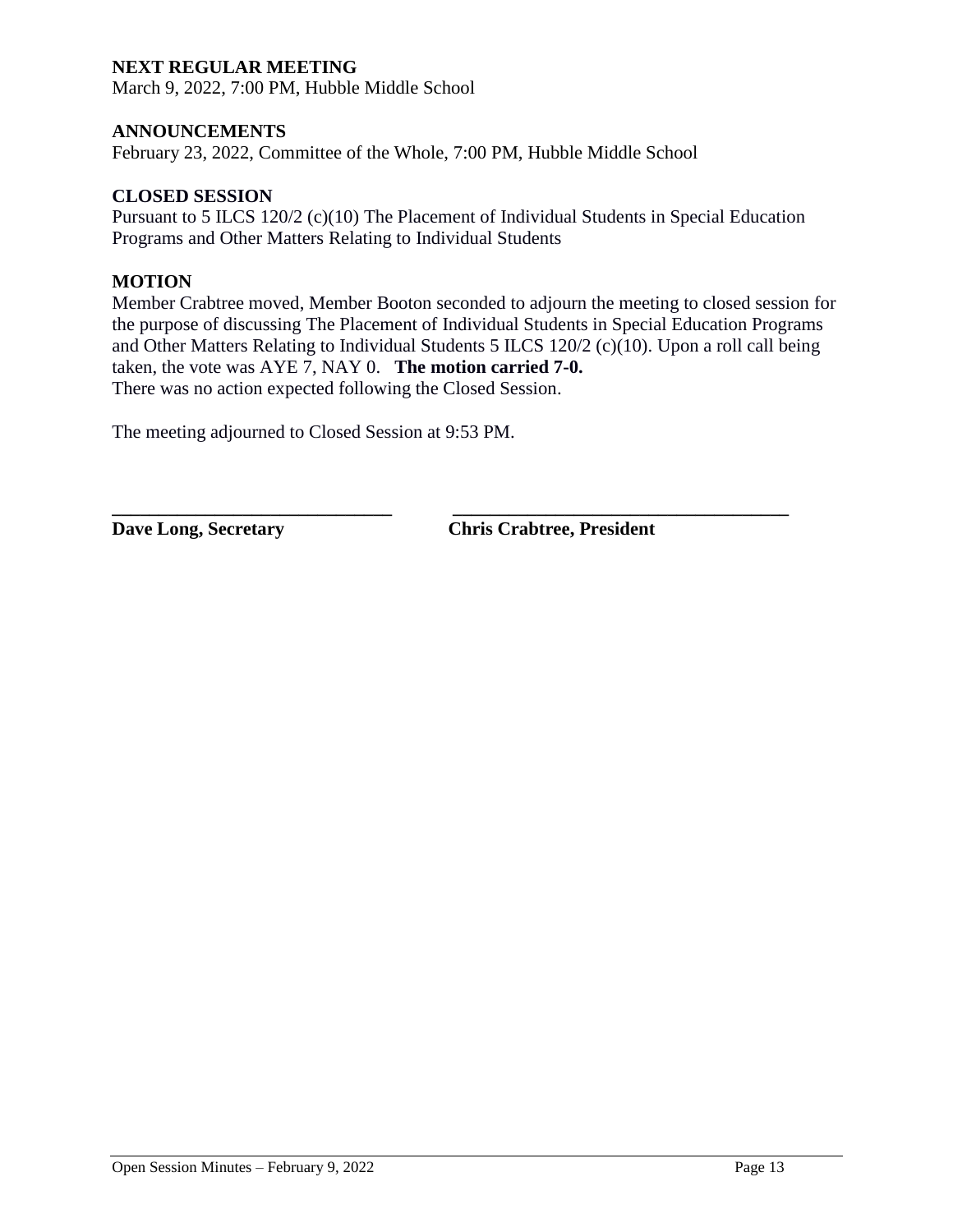**NEXT REGULAR MEETING**
March 9, 2022, 7:00 PM, Hubble Middle School

**ANNOUNCEMENTS**
February 23, 2022, Committee of the Whole, 7:00 PM, Hubble Middle School

**CLOSED SESSION**
Pursuant to 5 ILCS 120/2 (c)(10) The Placement of Individual Students in Special Education Programs and Other Matters Relating to Individual Students

**MOTION**
Member Crabtree moved, Member Booton seconded to adjourn the meeting to closed session for the purpose of discussing The Placement of Individual Students in Special Education Programs and Other Matters Relating to Individual Students 5 ILCS 120/2 (c)(10). Upon a roll call being taken, the vote was AYE 7, NAY 0. **The motion carried 7-0.**
There was no action expected following the Closed Session.

The meeting adjourned to Closed Session at 9:53 PM.

\_\_\_\_\_\_\_\_\_\_\_\_\_\_\_\_\_\_\_\_\_\_\_\_\_\_\_\_\_\_ \_\_\_\_\_\_\_\_\_\_\_\_\_\_\_\_\_\_\_\_\_\_\_\_\_\_\_\_\_\_\_\_\_\_\_\_

**Dave Long, Secretary** **Chris Crabtree, President**